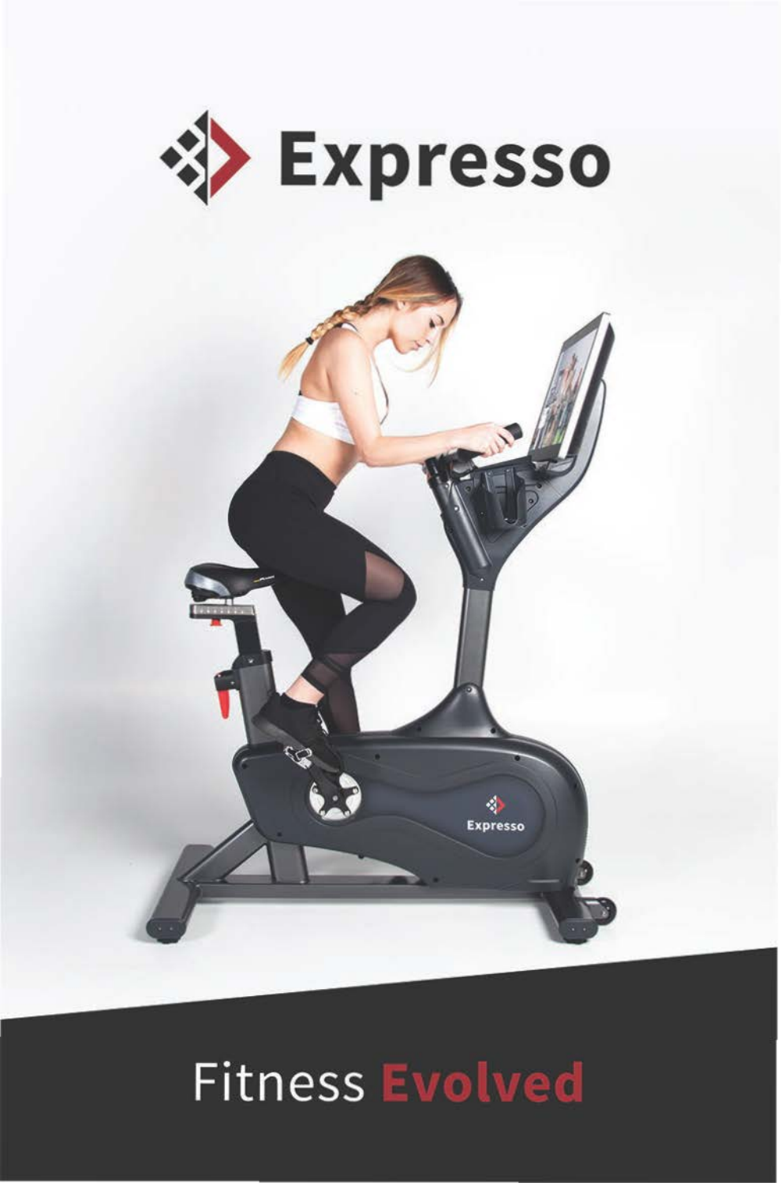# Expresso

Fitness **Evolved**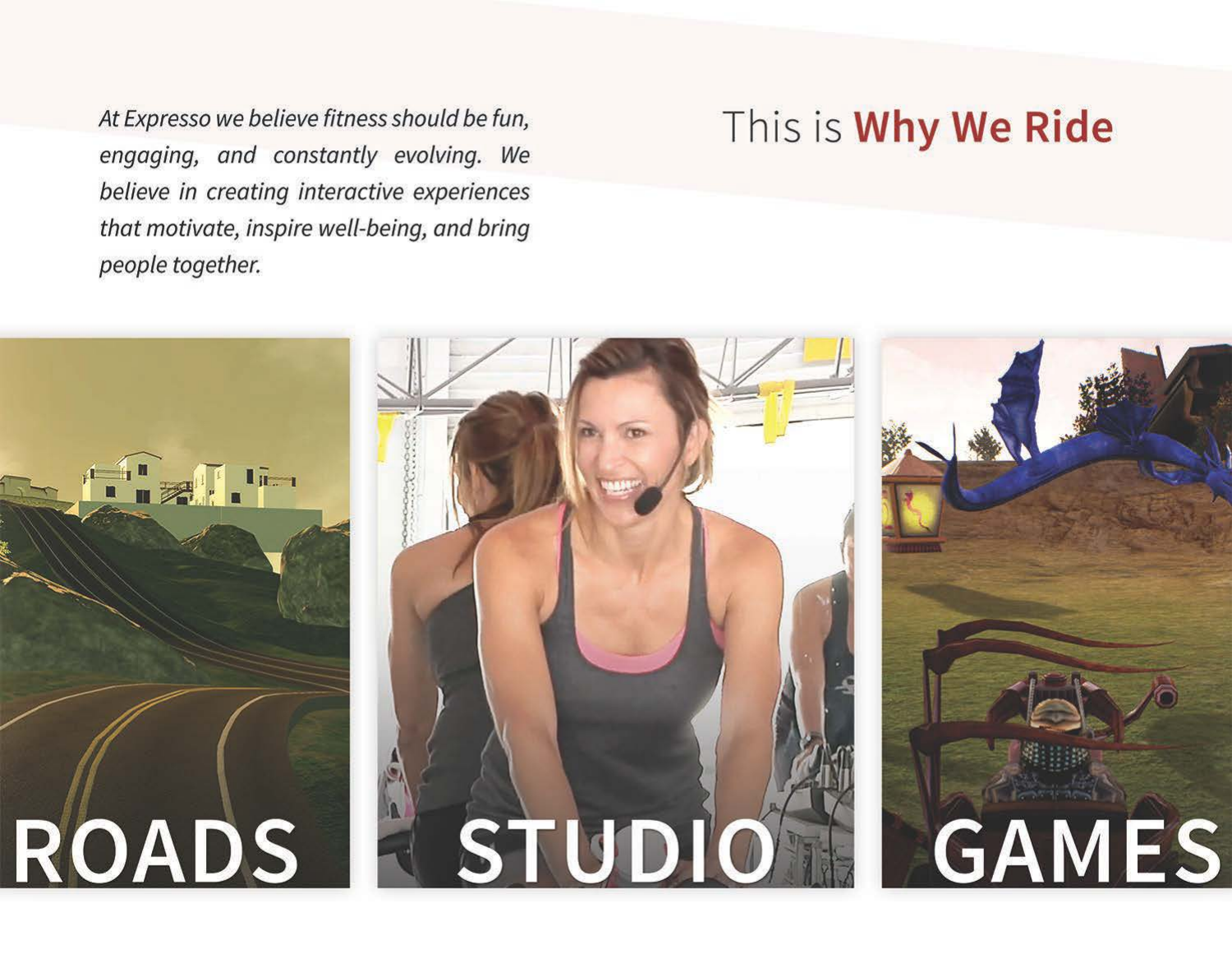# This is **Why We Ride**

*At Expresso we believe fitness should be fun, engaging, and constantly evolving. We believe in creating interactive experiences that motivate, inspire well-being, and bring people together.*

ROADS

STUDIO

GAMES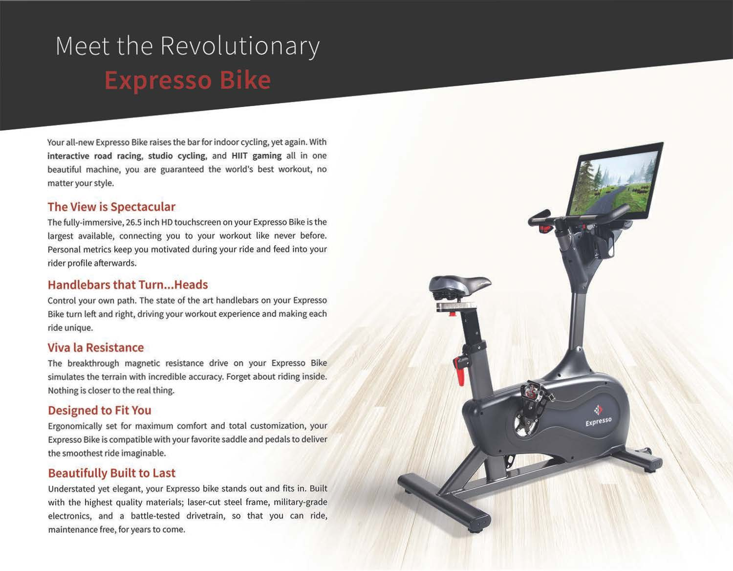# Meet the Revolutionary Expresso Bike

Your all-new Expresso Bike raises the bar for indoor cycling, yet again. With **interactive road racing**, **studio cycling**, and **HIIT gaming** all in one beautiful machine, you are guaranteed the world's best workout, no matter your style.

## The View is Spectacular

The fully-immersive, 26.5 inch HD touchscreen on your Expresso Bike is the largest available, connecting you to your workout like never before. Personal metrics keep you motivated during your ride and feed into your rider profile afterwards.

## Handlebars that Turn...Heads

Control your own path. The state of the art handlebars on your Expresso Bike turn left and right, driving your workout experience and making each ride unique.

## Viva la Resistance

The breakthrough magnetic resistance drive on your Expresso Bike simulates the terrain with incredible accuracy. Forget about riding inside. Nothing is closer to the real thing.

## Designed to Fit You

Ergonomically set for maximum comfort and total customization, your Expresso Bike is compatible with your favorite saddle and pedals to deliver the smoothest ride imaginable.

## Beautifully Built to Last

Understated yet elegant, your Expresso bike stands out and fits in. Built with the highest quality materials; laser-cut steel frame, military-grade electronics, and a battle-tested drivetrain, so that you can ride, maintenance free, for years to come.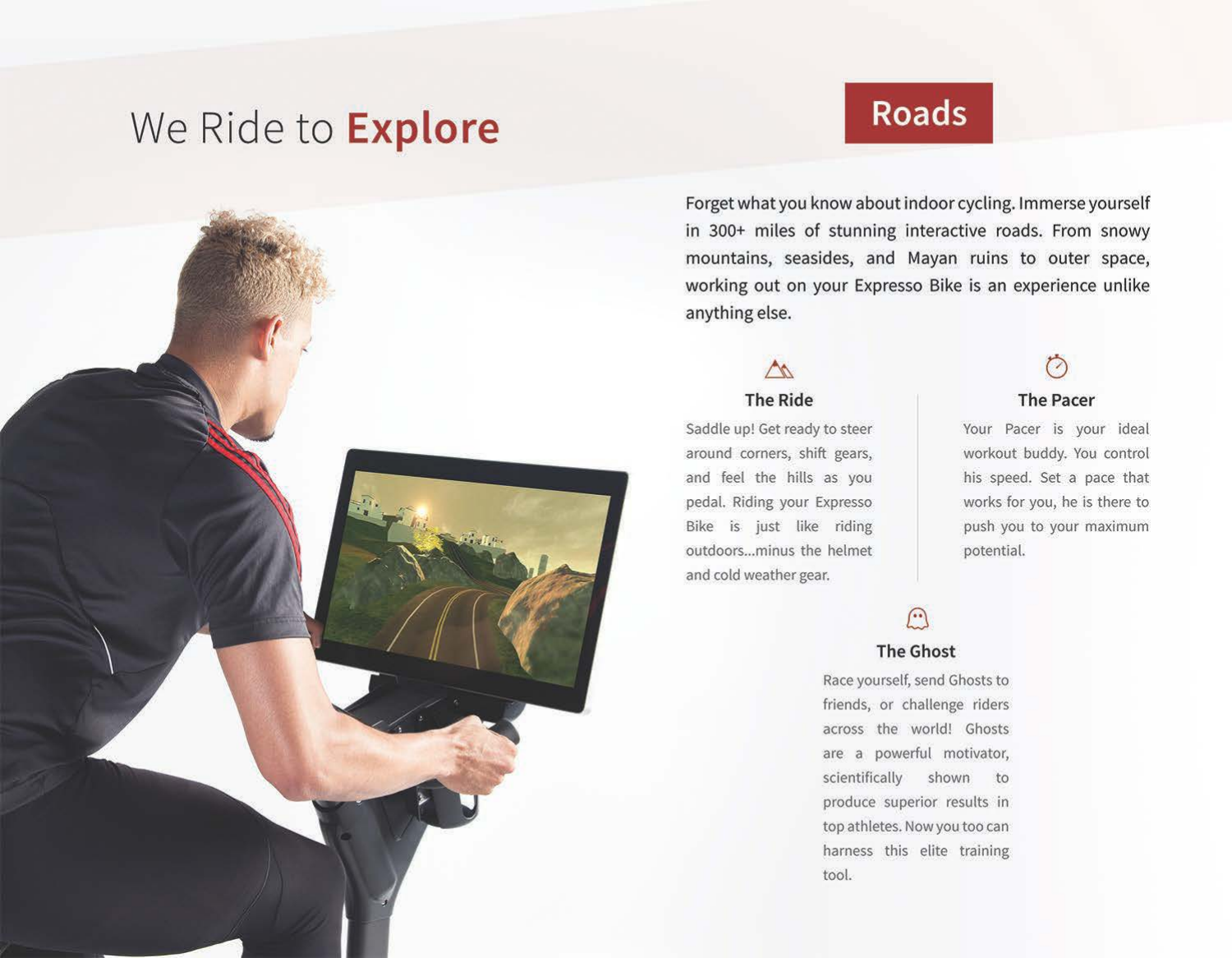# We Ride to **Explore**

## Roads

Forget what you know about indoor cycling. Immerse yourself in 300+ miles of stunning interactive roads. From snowy mountains, seasides, and Mayan ruins to outer space, working out on your Expresso Bike is an experience unlike anything else.

### The Ride

Saddle up! Get ready to steer around corners, shift gears, and feel the hills as you pedal. Riding your Expresso Bike is just like riding outdoors...minus the helmet and cold weather gear.

### The Pacer

Your Pacer is your ideal workout buddy. You control his speed. Set a pace that works for you, he is there to push you to your maximum potential.

### The Ghost

Race yourself, send Ghosts to friends, or challenge riders across the world! Ghosts are a powerful motivator, scientifically shown to produce superior results in top athletes. Now you too can harness this elite training tool.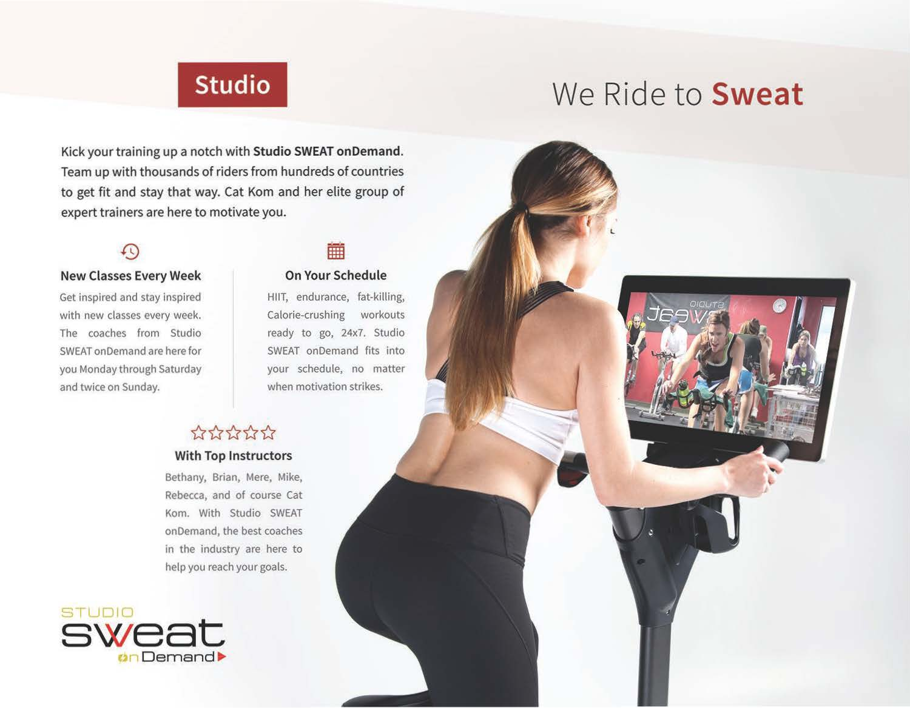# Studio

## We Ride to **Sweat**

Kick your training up a notch with **Studio SWEAT onDemand**. Team up with thousands of riders from hundreds of countries to get fit and stay that way. Cat Kom and her elite group of expert trainers are here to motivate you.

### New Classes Every Week

Get inspired and stay inspired with new classes every week. The coaches from Studio SWEAT onDemand are here for you Monday through Saturday and twice on Sunday.

### On Your Schedule

HIIT, endurance, fat-killing, Calorie-crushing workouts ready to go, 24x7. Studio SWEAT onDemand fits into your schedule, no matter when motivation strikes.

### With Top Instructors

Bethany, Brian, Mere, Mike, Rebecca, and of course Cat Kom. With Studio SWEAT onDemand, the best coaches in the industry are here to help you reach your goals.

STUDIO SWEAT onDemand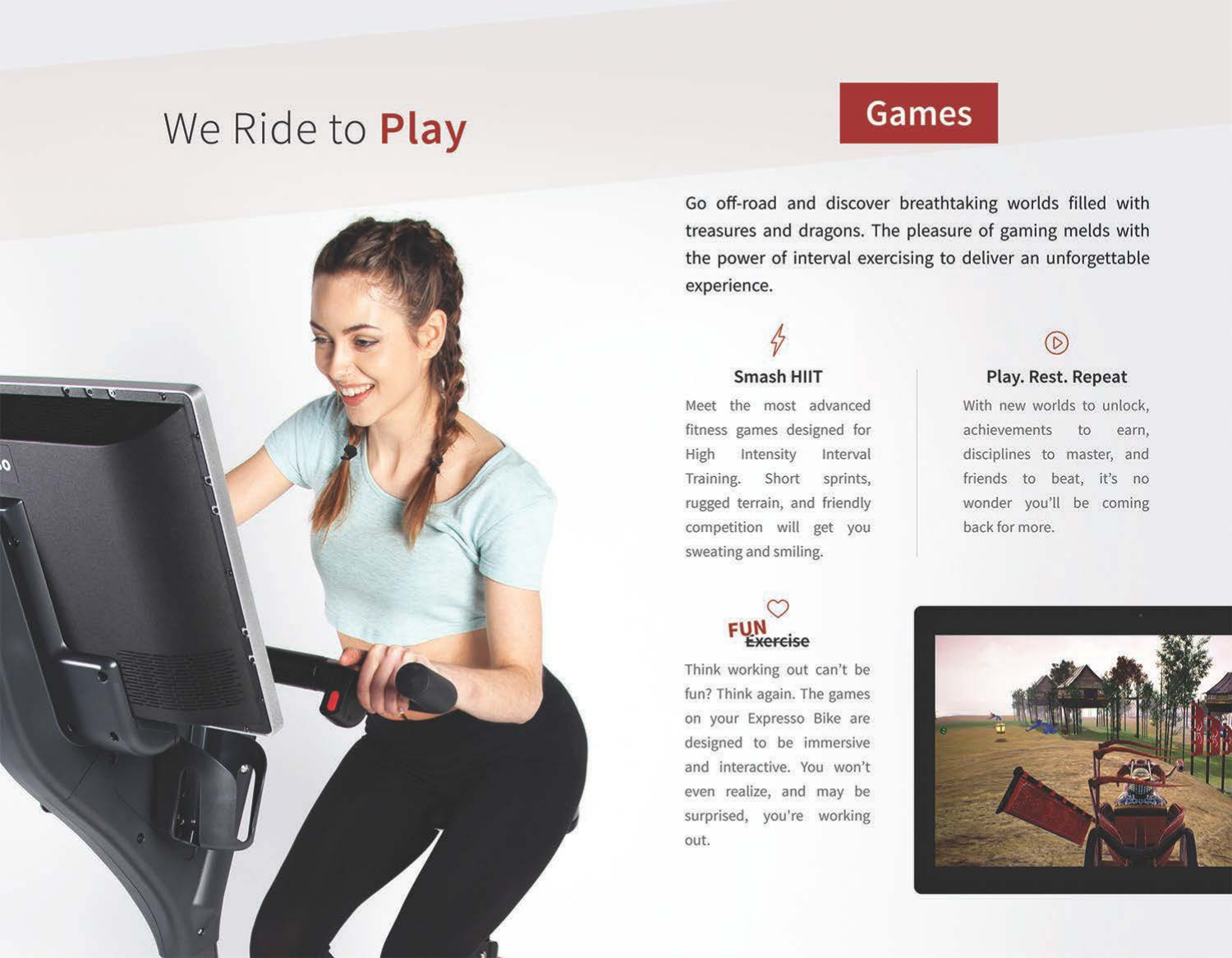# We Ride to **Play**

## Games

Go off-road and discover breathtaking worlds filled with treasures and dragons. The pleasure of gaming melds with the power of interval exercising to deliver an unforgettable experience.

### Smash HIIT

Meet the most advanced fitness games designed for High Intensity Interval Training. Short sprints, rugged terrain, and friendly competition will get you sweating and smiling.

### Play. Rest. Repeat

With new worlds to unlock, achievements to earn, disciplines to master, and friends to beat, it's no wonder you'll be coming back for more.

### FUN ~~Exercise~~

Think working out can't be fun? Think again. The games on your Expresso Bike are designed to be immersive and interactive. You won't even realize, and may be surprised, you're working out.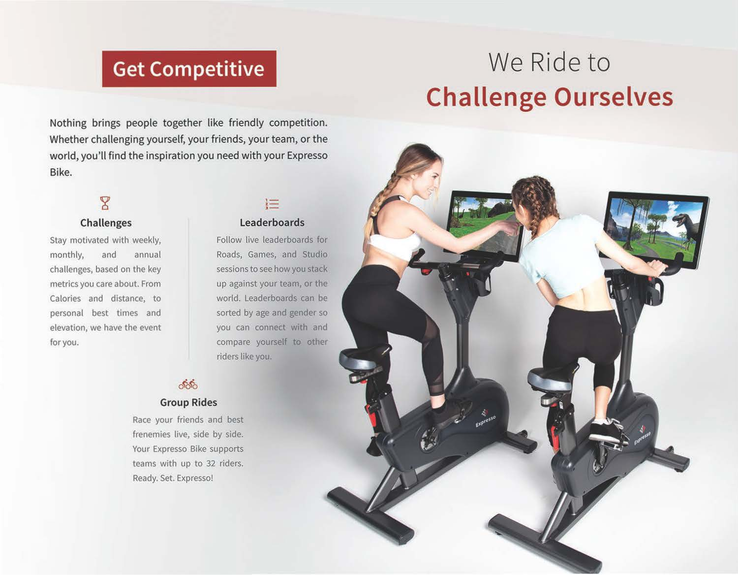## Get Competitive

# We Ride to **Challenge Ourselves**

Nothing brings people together like friendly competition. Whether challenging yourself, your friends, your team, or the world, you'll find the inspiration you need with your Expresso Bike.

### Challenges

Stay motivated with weekly, monthly, and annual challenges, based on the key metrics you care about. From Calories and distance, to personal best times and elevation, we have the event for you.

### Leaderboards

Follow live leaderboards for Roads, Games, and Studio sessions to see how you stack up against your team, or the world. Leaderboards can be sorted by age and gender so you can connect with and compare yourself to other riders like you.

### Group Rides

Race your friends and best frenemies live, side by side. Your Expresso Bike supports teams with up to 32 riders. Ready. Set. Expresso!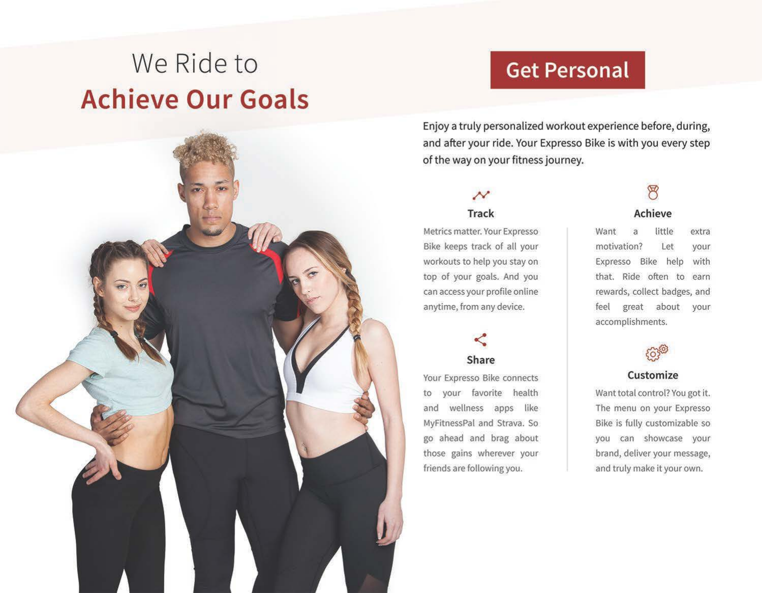# We Ride to **Achieve Our Goals**

## Get Personal

Enjoy a truly personalized workout experience before, during, and after your ride. Your Expresso Bike is with you every step of the way on your fitness journey.

### Track

Metrics matter. Your Expresso Bike keeps track of all your workouts to help you stay on top of your goals. And you can access your profile online anytime, from any device.

### Share

Your Expresso Bike connects to your favorite health and wellness apps like MyFitnessPal and Strava. So go ahead and brag about those gains wherever your friends are following you.

### Achieve

Want a little extra motivation? Let your Expresso Bike help with that. Ride often to earn rewards, collect badges, and feel great about your accomplishments.

### Customize

Want total control? You got it. The menu on your Expresso Bike is fully customizable so you can showcase your brand, deliver your message, and truly make it your own.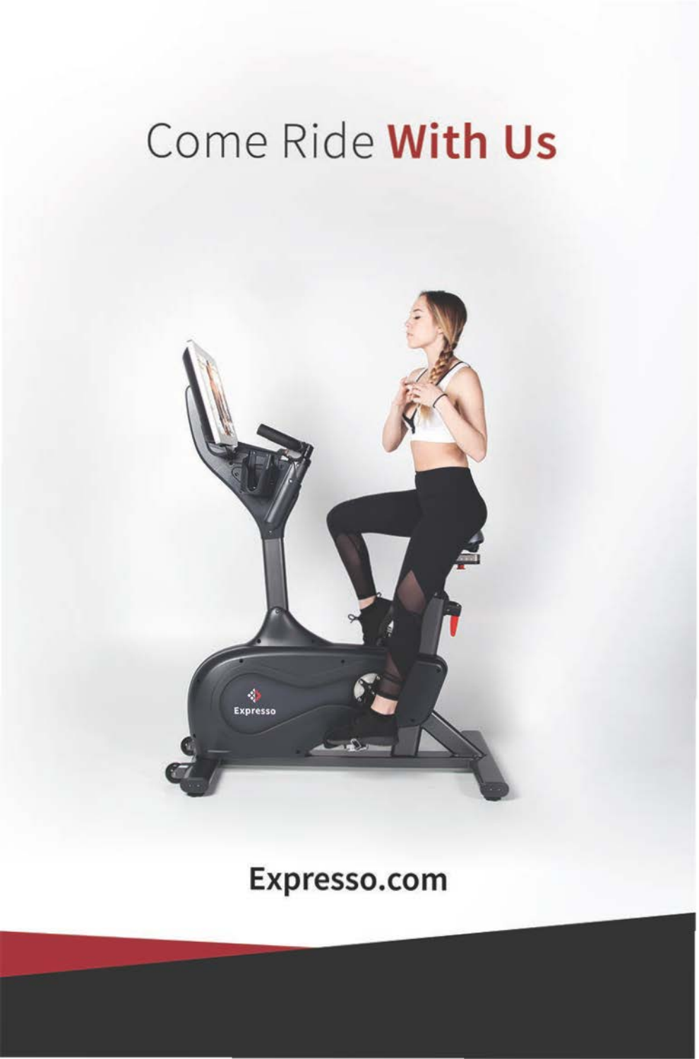# Come Ride **With Us**

**Expresso.com**